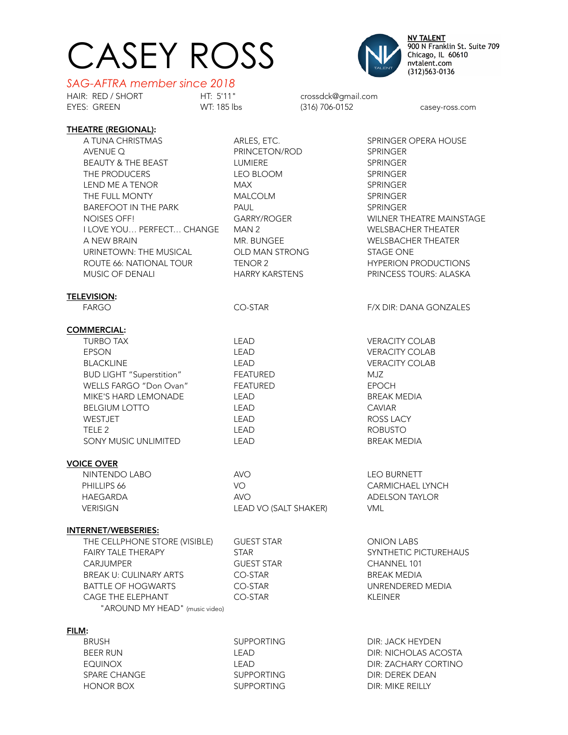# CASEY ROSS

*SAG-AFTRA member since 2018*

**NV TALENT**
900 N Franklin St. Suite 709
Chicago, IL 60610
nvtalent.com
(312)563-0136

HAIR: RED / SHORT | HT: 5'11" | crossdck@gmail.com
EYES: GREEN | WT: 185 lbs | (316) 706-0152 | casey-ross.com

## THEATRE (REGIONAL):

| | | |
|---|---|---|
| A TUNA CHRISTMAS | ARLES, ETC. | SPRINGER OPERA HOUSE |
| AVENUE Q | PRINCETON/ROD | SPRINGER |
| BEAUTY & THE BEAST | LUMIERE | SPRINGER |
| THE PRODUCERS | LEO BLOOM | SPRINGER |
| LEND ME A TENOR | MAX | SPRINGER |
| THE FULL MONTY | MALCOLM | SPRINGER |
| BAREFOOT IN THE PARK | PAUL | SPRINGER |
| NOISES OFF! | GARRY/ROGER | WILNER THEATRE MAINSTAGE |
| I LOVE YOU… PERFECT… CHANGE | MAN 2 | WELSBACHER THEATER |
| A NEW BRAIN | MR. BUNGEE | WELSBACHER THEATER |
| URINETOWN: THE MUSICAL | OLD MAN STRONG | STAGE ONE |
| ROUTE 66: NATIONAL TOUR | TENOR 2 | HYPERION PRODUCTIONS |
| MUSIC OF DENALI | HARRY KARSTENS | PRINCESS TOURS: ALASKA |

## TELEVISION:

| | | |
|---|---|---|
| FARGO | CO-STAR | F/X DIR: DANA GONZALES |

## COMMERCIAL:

| | | |
|---|---|---|
| TURBO TAX | LEAD | VERACITY COLAB |
| EPSON | LEAD | VERACITY COLAB |
| BLACKLINE | LEAD | VERACITY COLAB |
| BUD LIGHT "Superstition" | FEATURED | MJZ |
| WELLS FARGO "Don Ovan" | FEATURED | EPOCH |
| MIKE'S HARD LEMONADE | LEAD | BREAK MEDIA |
| BELGIUM LOTTO | LEAD | CAVIAR |
| WESTJET | LEAD | ROSS LACY |
| TELE 2 | LEAD | ROBUSTO |
| SONY MUSIC UNLIMITED | LEAD | BREAK MEDIA |

## VOICE OVER

| | | |
|---|---|---|
| NINTENDO LABO | AVO | LEO BURNETT |
| PHILLIPS 66 | VO | CARMICHAEL LYNCH |
| HAEGARDA | AVO | ADELSON TAYLOR |
| VERISIGN | LEAD VO (SALT SHAKER) | VML |

## INTERNET/WEBSERIES:

| | | |
|---|---|---|
| THE CELLPHONE STORE (VISIBLE) | GUEST STAR | ONION LABS |
| FAIRY TALE THERAPY | STAR | SYNTHETIC PICTUREHAUS |
| CARJUMPER | GUEST STAR | CHANNEL 101 |
| BREAK U: CULINARY ARTS | CO-STAR | BREAK MEDIA |
| BATTLE OF HOGWARTS | CO-STAR | UNRENDERED MEDIA |
| CAGE THE ELEPHANT "AROUND MY HEAD" (music video) | CO-STAR | KLEINER |

## FILM:

| | | |
|---|---|---|
| BRUSH | SUPPORTING | DIR: JACK HEYDEN |
| BEER RUN | LEAD | DIR: NICHOLAS ACOSTA |
| EQUINOX | LEAD | DIR: ZACHARY CORTINO |
| SPARE CHANGE | SUPPORTING | DIR: DEREK DEAN |
| HONOR BOX | SUPPORTING | DIR: MIKE REILLY |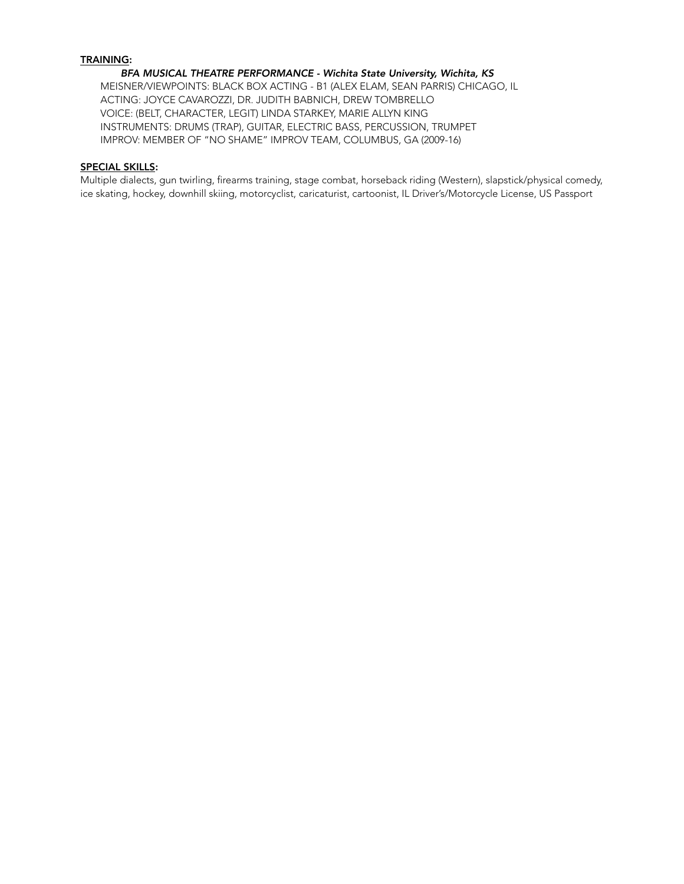**TRAINING:**

***BFA MUSICAL THEATRE PERFORMANCE - Wichita State University, Wichita, KS***

MEISNER/VIEWPOINTS: BLACK BOX ACTING - B1 (ALEX ELAM, SEAN PARRIS) CHICAGO, IL

ACTING: JOYCE CAVAROZZI, DR. JUDITH BABNICH, DREW TOMBRELLO

VOICE: (BELT, CHARACTER, LEGIT) LINDA STARKEY, MARIE ALLYN KING

INSTRUMENTS: DRUMS (TRAP), GUITAR, ELECTRIC BASS, PERCUSSION, TRUMPET

IMPROV: MEMBER OF "NO SHAME" IMPROV TEAM, COLUMBUS, GA (2009-16)

**SPECIAL SKILLS:**

Multiple dialects, gun twirling, firearms training, stage combat, horseback riding (Western), slapstick/physical comedy, ice skating, hockey, downhill skiing, motorcyclist, caricaturist, cartoonist, IL Driver's/Motorcycle License, US Passport